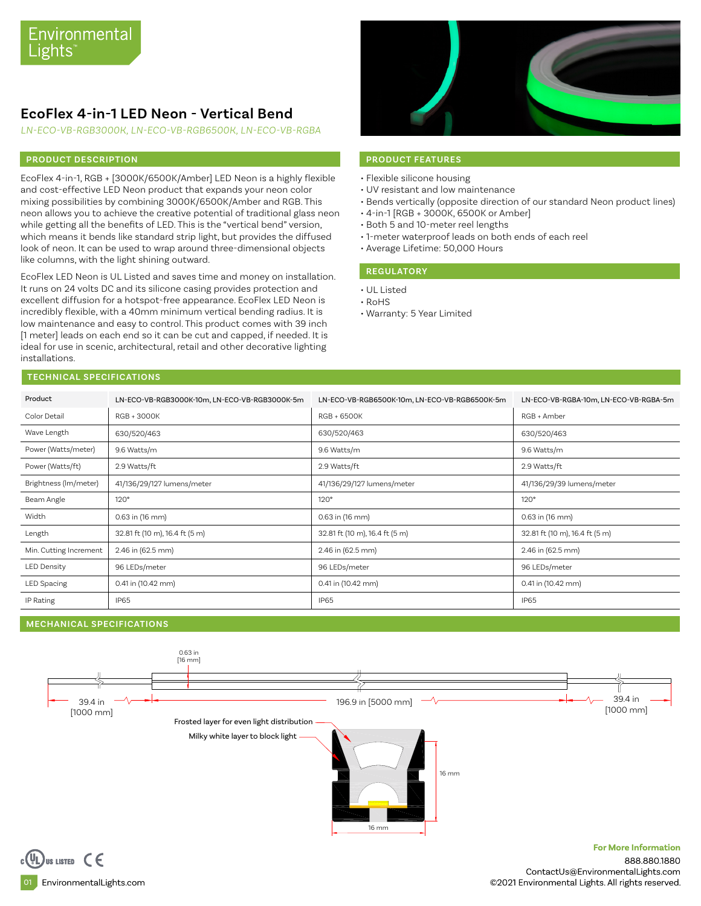Environmental Lights™

# EcoFlex 4-in-1 LED Neon - Vertical Bend

*LN-ECO-VB-RGB3000K, LN-ECO-VB-RGB6500K, LN-ECO-VB-RGBA*

## PRODUCT DESCRIPTION

EcoFlex 4-in-1, RGB + [3000K/6500K/Amber] LED Neon is a highly flexible and cost-effective LED Neon product that expands your neon color mixing possibilities by combining 3000K/6500K/Amber and RGB. This neon allows you to achieve the creative potential of traditional glass neon while getting all the benefits of LED. This is the "vertical bend" version, which means it bends like standard strip light, but provides the diffused look of neon. It can be used to wrap around three-dimensional objects like columns, with the light shining outward.

EcoFlex LED Neon is UL Listed and saves time and money on installation. It runs on 24 volts DC and its silicone casing provides protection and excellent diffusion for a hotspot-free appearance. EcoFlex LED Neon is incredibly flexible, with a 40mm minimum vertical bending radius. It is low maintenance and easy to control. This product comes with 39 inch [1 meter] leads on each end so it can be cut and capped, if needed. It is ideal for use in scenic, architectural, retail and other decorative lighting installations.

## PRODUCT FEATURES

- Flexible silicone housing
- UV resistant and low maintenance
- Bends vertically (opposite direction of our standard Neon product lines)
- 4-in-1 [RGB + 3000K, 6500K or Amber]
- Both 5 and 10-meter reel lengths
- 1-meter waterproof leads on both ends of each reel
- Average Lifetime: 50,000 Hours

## REGULATORY

- UL Listed
- RoHS
- Warranty: 5 Year Limited

## TECHNICAL SPECIFICATIONS

| Product | LN-ECO-VB-RGB3000K-10m, LN-ECO-VB-RGB3000K-5m | LN-ECO-VB-RGB6500K-10m, LN-ECO-VB-RGB6500K-5m | LN-ECO-VB-RGBA-10m, LN-ECO-VB-RGBA-5m |
|---|---|---|---|
| Color Detail | RGB + 3000K | RGB + 6500K | RGB + Amber |
| Wave Length | 630/520/463 | 630/520/463 | 630/520/463 |
| Power (Watts/meter) | 9.6 Watts/m | 9.6 Watts/m | 9.6 Watts/m |
| Power (Watts/ft) | 2.9 Watts/ft | 2.9 Watts/ft | 2.9 Watts/ft |
| Brightness (lm/meter) | 41/136/29/127 lumens/meter | 41/136/29/127 lumens/meter | 41/136/29/39 lumens/meter |
| Beam Angle | 120° | 120° | 120° |
| Width | 0.63 in (16 mm) | 0.63 in (16 mm) | 0.63 in (16 mm) |
| Length | 32.81 ft (10 m), 16.4 ft (5 m) | 32.81 ft (10 m), 16.4 ft (5 m) | 32.81 ft (10 m), 16.4 ft (5 m) |
| Min. Cutting Increment | 2.46 in (62.5 mm) | 2.46 in (62.5 mm) | 2.46 in (62.5 mm) |
| LED Density | 96 LEDs/meter | 96 LEDs/meter | 96 LEDs/meter |
| LED Spacing | 0.41 in (10.42 mm) | 0.41 in (10.42 mm) | 0.41 in (10.42 mm) |
| IP Rating | IP65 | IP65 | IP65 |

## MECHANICAL SPECIFICATIONS

0.63 in [16 mm]

39.4 in [1000 mm] — 196.9 in [5000 mm] — 39.4 in [1000 mm]

Frosted layer for even light distribution

Milky white layer to block light

16 mm

16 mm

For More Information
888.880.1880
ContactUs@EnvironmentalLights.com
©2021 Environmental Lights. All rights reserved.

EnvironmentalLights.com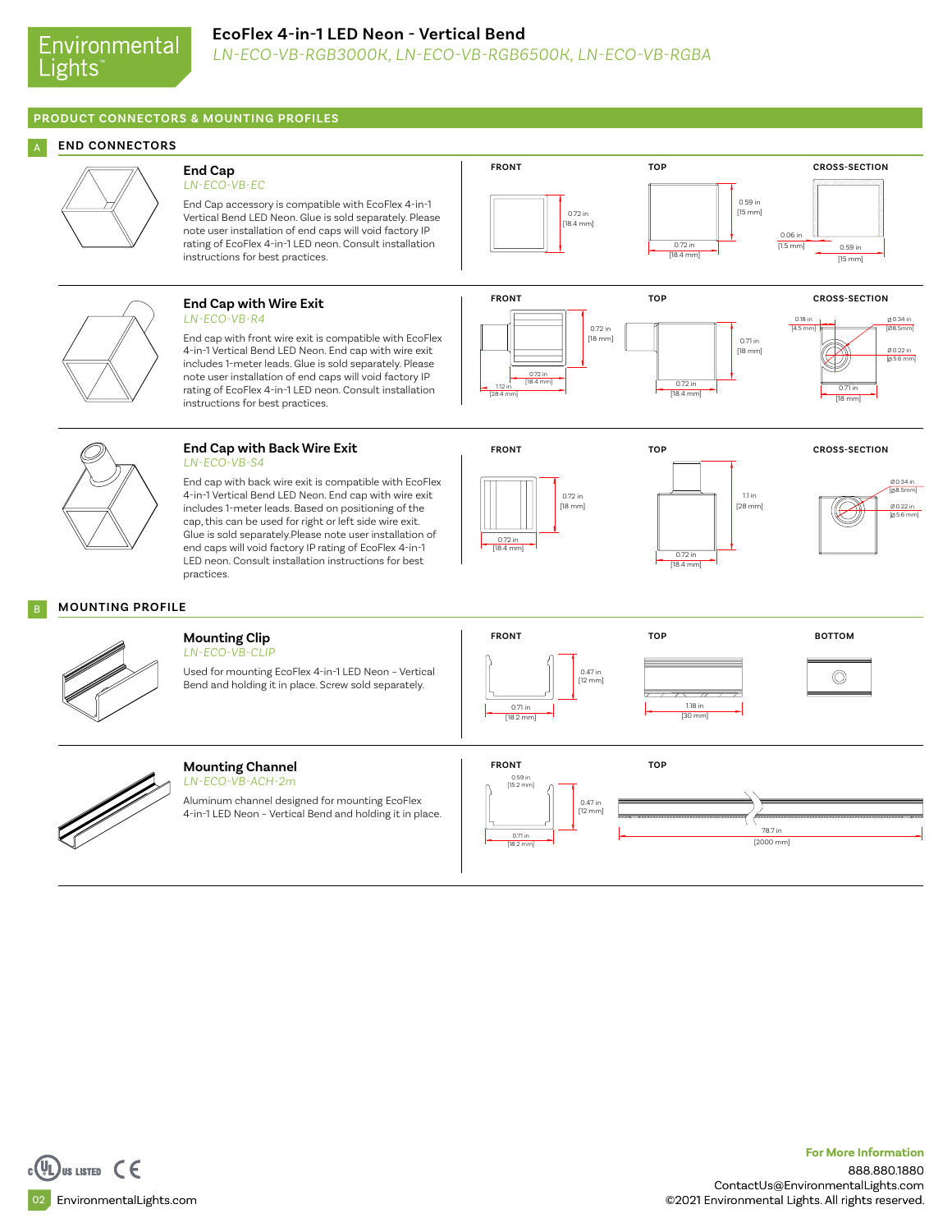# EcoFlex 4-in-1 LED Neon - Vertical Bend

*LN-ECO-VB-RGB3000K, LN-ECO-VB-RGB6500K, LN-ECO-VB-RGBA*

## PRODUCT CONNECTORS & MOUNTING PROFILES

### A END CONNECTORS

#### End Cap

*LN-ECO-VB-EC*

End Cap accessory is compatible with EcoFlex 4-in-1 Vertical Bend LED Neon. Glue is sold separately. Please note user installation of end caps will void factory IP rating of EcoFlex 4-in-1 LED neon. Consult installation instructions for best practices.

FRONT
0.72 in
[18.4 mm]

TOP
0.59 in
[15 mm]
0.72 in
[18.4 mm]

CROSS-SECTION
0.06 in
[1.5 mm]
0.59 in
[15 mm]

#### End Cap with Wire Exit

*LN-ECO-VB-R4*

End cap with front wire exit is compatible with EcoFlex 4-in-1 Vertical Bend LED Neon. End cap with wire exit includes 1-meter leads. Glue is sold separately. Please note user installation of end caps will void factory IP rating of EcoFlex 4-in-1 LED neon. Consult installation instructions for best practices.

FRONT
0.72 in
[18 mm]
0.72 in
[18.4 mm]
1.12 in
[28.4 mm]

TOP
0.71 in
[18 mm]
0.72 in
[18.4 mm]

CROSS-SECTION
0.18 in
[4.5 mm]
Ø 0.34 in
[Ø8.5mm]
Ø 0.22 in
[Ø 5.6 mm]
0.71 in
[18 mm]

#### End Cap with Back Wire Exit

*LN-ECO-VB-S4*

End cap with back wire exit is compatible with EcoFlex 4-in-1 Vertical Bend LED Neon. End cap with wire exit includes 1-meter leads. Based on positioning of the cap, this can be used for right or left side wire exit. Glue is sold separately.Please note user installation of end caps will void factory IP rating of EcoFlex 4-in-1 LED neon. Consult installation instructions for best practices.

FRONT
0.72 in
[18 mm]
0.72 in
[18.4 mm]

TOP
1.1 in
[28 mm]
0.72 in
[18.4 mm]

CROSS-SECTION
Ø 0.34 in
[ø8.5mm]
Ø 0.22 in
[ø 5.6 mm]

### B MOUNTING PROFILE

#### Mounting Clip

*LN-ECO-VB-CLIP*

Used for mounting EcoFlex 4-in-1 LED Neon – Vertical Bend and holding it in place. Screw sold separately.

FRONT
0.47 in
[12 mm]
0.71 in
[18.2 mm]

TOP
1.18 in
[30 mm]

BOTTOM

#### Mounting Channel

*LN-ECO-VB-ACH-2m*

Aluminum channel designed for mounting EcoFlex 4-in-1 LED Neon - Vertical Bend and holding it in place.

FRONT
0.59 in
[15.2 mm]
0.47 in
[12 mm]
0.71 in
[18.2 mm]

TOP
78.7 in
[2000 mm]

EnvironmentalLights.com

**For More Information**
888.880.1880
ContactUs@EnvironmentalLights.com
©2021 Environmental Lights. All rights reserved.